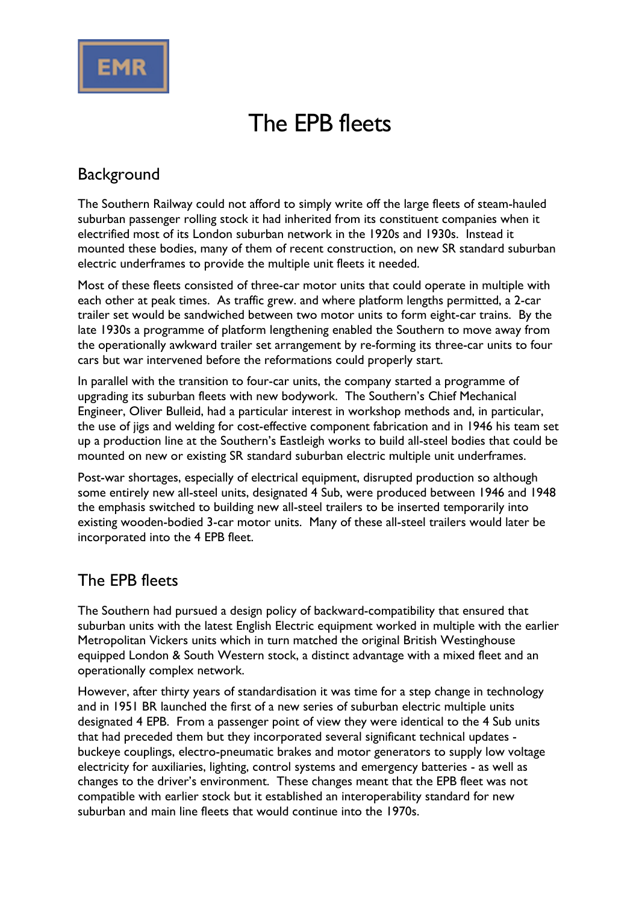EMR

# The EPB fleets

## Background

The Southern Railway could not afford to simply write off the large fleets of steam-hauled suburban passenger rolling stock it had inherited from its constituent companies when it electrified most of its London suburban network in the 1920s and 1930s. Instead it mounted these bodies, many of them of recent construction, on new SR standard suburban electric underframes to provide the multiple unit fleets it needed.

Most of these fleets consisted of three-car motor units that could operate in multiple with each other at peak times. As traffic grew. and where platform lengths permitted, a 2-car trailer set would be sandwiched between two motor units to form eight-car trains. By the late 1930s a programme of platform lengthening enabled the Southern to move away from the operationally awkward trailer set arrangement by re-forming its three-car units to four cars but war intervened before the reformations could properly start.

In parallel with the transition to four-car units, the company started a programme of upgrading its suburban fleets with new bodywork. The Southern's Chief Mechanical Engineer, Oliver Bulleid, had a particular interest in workshop methods and, in particular, the use of jigs and welding for cost-effective component fabrication and in 1946 his team set up a production line at the Southern's Eastleigh works to build all-steel bodies that could be mounted on new or existing SR standard suburban electric multiple unit underframes.

Post-war shortages, especially of electrical equipment, disrupted production so although some entirely new all-steel units, designated 4 Sub, were produced between 1946 and 1948 the emphasis switched to building new all-steel trailers to be inserted temporarily into existing wooden-bodied 3-car motor units. Many of these all-steel trailers would later be incorporated into the 4 EPB fleet.

## The EPB fleets

The Southern had pursued a design policy of backward-compatibility that ensured that suburban units with the latest English Electric equipment worked in multiple with the earlier Metropolitan Vickers units which in turn matched the original British Westinghouse equipped London & South Western stock, a distinct advantage with a mixed fleet and an operationally complex network.

However, after thirty years of standardisation it was time for a step change in technology and in 1951 BR launched the first of a new series of suburban electric multiple units designated 4 EPB. From a passenger point of view they were identical to the 4 Sub units that had preceded them but they incorporated several significant technical updates - buckeye couplings, electro-pneumatic brakes and motor generators to supply low voltage electricity for auxiliaries, lighting, control systems and emergency batteries - as well as changes to the driver's environment. These changes meant that the EPB fleet was not compatible with earlier stock but it established an interoperability standard for new suburban and main line fleets that would continue into the 1970s.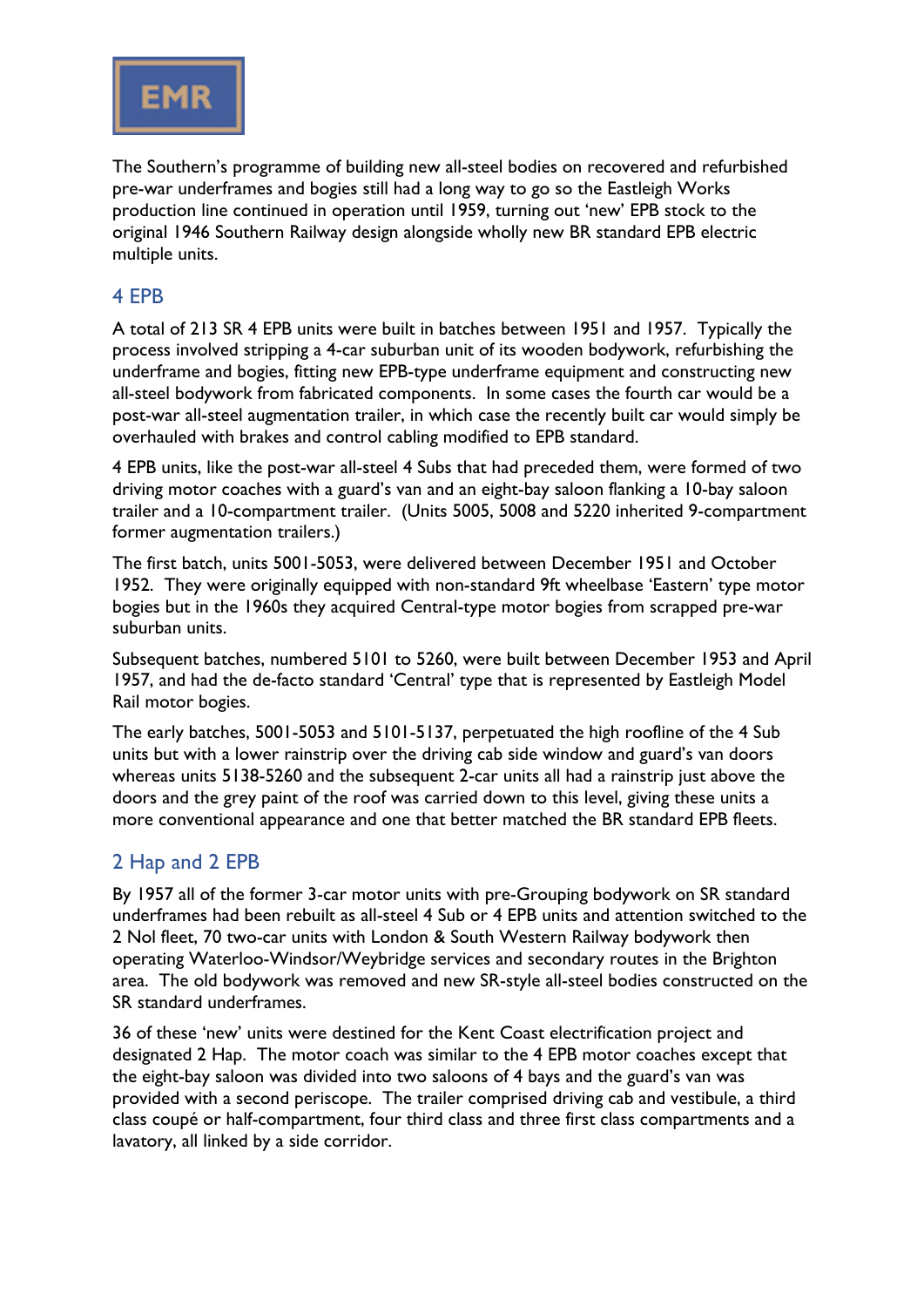The Southern's programme of building new all-steel bodies on recovered and refurbished pre-war underframes and bogies still had a long way to go so the Eastleigh Works production line continued in operation until 1959, turning out 'new' EPB stock to the original 1946 Southern Railway design alongside wholly new BR standard EPB electric multiple units.

## 4 EPB

A total of 213 SR 4 EPB units were built in batches between 1951 and 1957. Typically the process involved stripping a 4-car suburban unit of its wooden bodywork, refurbishing the underframe and bogies, fitting new EPB-type underframe equipment and constructing new all-steel bodywork from fabricated components. In some cases the fourth car would be a post-war all-steel augmentation trailer, in which case the recently built car would simply be overhauled with brakes and control cabling modified to EPB standard.

4 EPB units, like the post-war all-steel 4 Subs that had preceded them, were formed of two driving motor coaches with a guard's van and an eight-bay saloon flanking a 10-bay saloon trailer and a 10-compartment trailer. (Units 5005, 5008 and 5220 inherited 9-compartment former augmentation trailers.)

The first batch, units 5001-5053, were delivered between December 1951 and October 1952. They were originally equipped with non-standard 9ft wheelbase 'Eastern' type motor bogies but in the 1960s they acquired Central-type motor bogies from scrapped pre-war suburban units.

Subsequent batches, numbered 5101 to 5260, were built between December 1953 and April 1957, and had the de-facto standard 'Central' type that is represented by Eastleigh Model Rail motor bogies.

The early batches, 5001-5053 and 5101-5137, perpetuated the high roofline of the 4 Sub units but with a lower rainstrip over the driving cab side window and guard's van doors whereas units 5138-5260 and the subsequent 2-car units all had a rainstrip just above the doors and the grey paint of the roof was carried down to this level, giving these units a more conventional appearance and one that better matched the BR standard EPB fleets.

## 2 Hap and 2 EPB

By 1957 all of the former 3-car motor units with pre-Grouping bodywork on SR standard underframes had been rebuilt as all-steel 4 Sub or 4 EPB units and attention switched to the 2 Nol fleet, 70 two-car units with London & South Western Railway bodywork then operating Waterloo-Windsor/Weybridge services and secondary routes in the Brighton area. The old bodywork was removed and new SR-style all-steel bodies constructed on the SR standard underframes.

36 of these 'new' units were destined for the Kent Coast electrification project and designated 2 Hap. The motor coach was similar to the 4 EPB motor coaches except that the eight-bay saloon was divided into two saloons of 4 bays and the guard's van was provided with a second periscope. The trailer comprised driving cab and vestibule, a third class coupé or half-compartment, four third class and three first class compartments and a lavatory, all linked by a side corridor.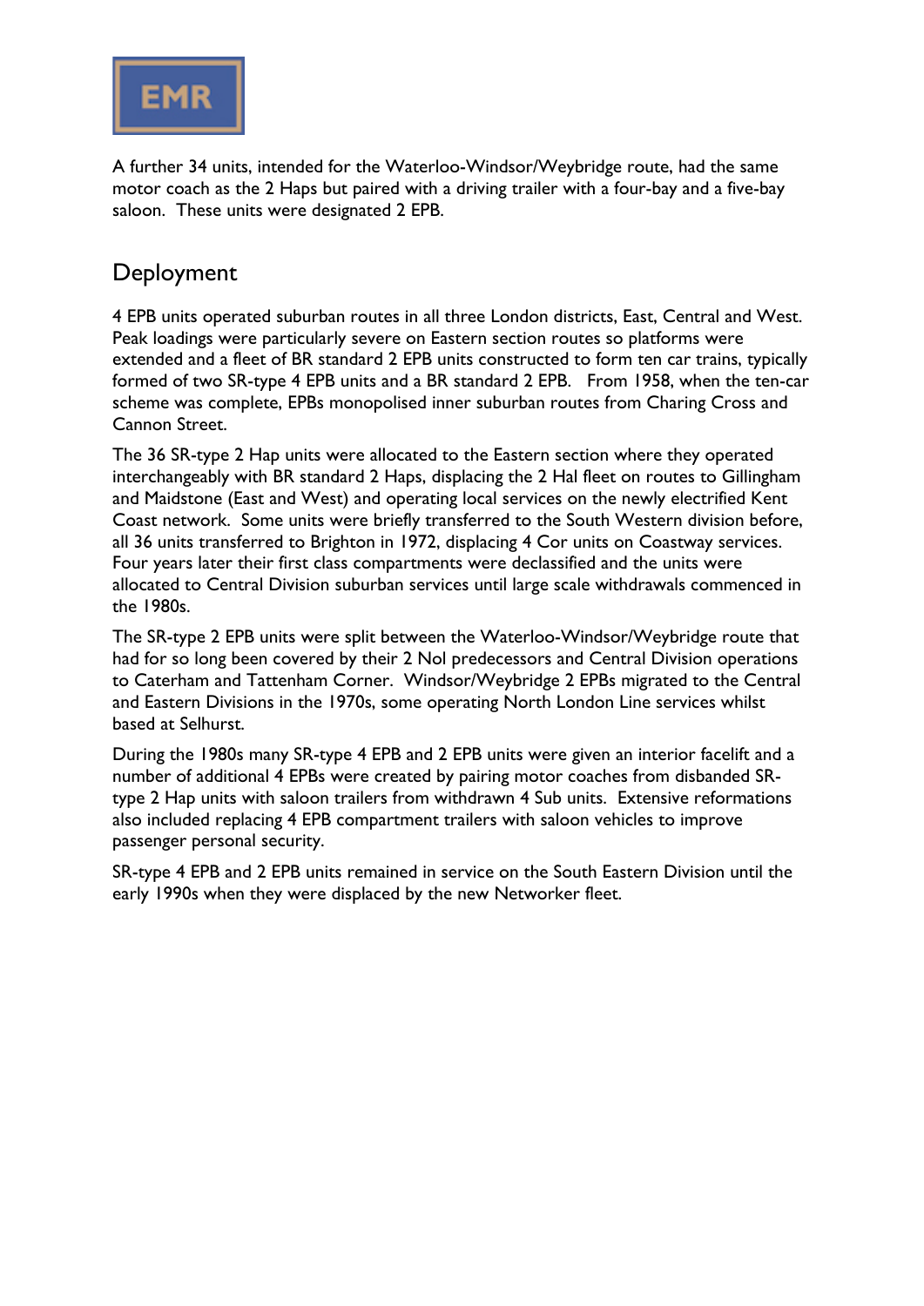A further 34 units, intended for the Waterloo-Windsor/Weybridge route, had the same motor coach as the 2 Haps but paired with a driving trailer with a four-bay and a five-bay saloon. These units were designated 2 EPB.

## Deployment

4 EPB units operated suburban routes in all three London districts, East, Central and West. Peak loadings were particularly severe on Eastern section routes so platforms were extended and a fleet of BR standard 2 EPB units constructed to form ten car trains, typically formed of two SR-type 4 EPB units and a BR standard 2 EPB. From 1958, when the ten-car scheme was complete, EPBs monopolised inner suburban routes from Charing Cross and Cannon Street.

The 36 SR-type 2 Hap units were allocated to the Eastern section where they operated interchangeably with BR standard 2 Haps, displacing the 2 Hal fleet on routes to Gillingham and Maidstone (East and West) and operating local services on the newly electrified Kent Coast network. Some units were briefly transferred to the South Western division before, all 36 units transferred to Brighton in 1972, displacing 4 Cor units on Coastway services. Four years later their first class compartments were declassified and the units were allocated to Central Division suburban services until large scale withdrawals commenced in the 1980s.

The SR-type 2 EPB units were split between the Waterloo-Windsor/Weybridge route that had for so long been covered by their 2 Nol predecessors and Central Division operations to Caterham and Tattenham Corner. Windsor/Weybridge 2 EPBs migrated to the Central and Eastern Divisions in the 1970s, some operating North London Line services whilst based at Selhurst.

During the 1980s many SR-type 4 EPB and 2 EPB units were given an interior facelift and a number of additional 4 EPBs were created by pairing motor coaches from disbanded SR-type 2 Hap units with saloon trailers from withdrawn 4 Sub units. Extensive reformations also included replacing 4 EPB compartment trailers with saloon vehicles to improve passenger personal security.

SR-type 4 EPB and 2 EPB units remained in service on the South Eastern Division until the early 1990s when they were displaced by the new Networker fleet.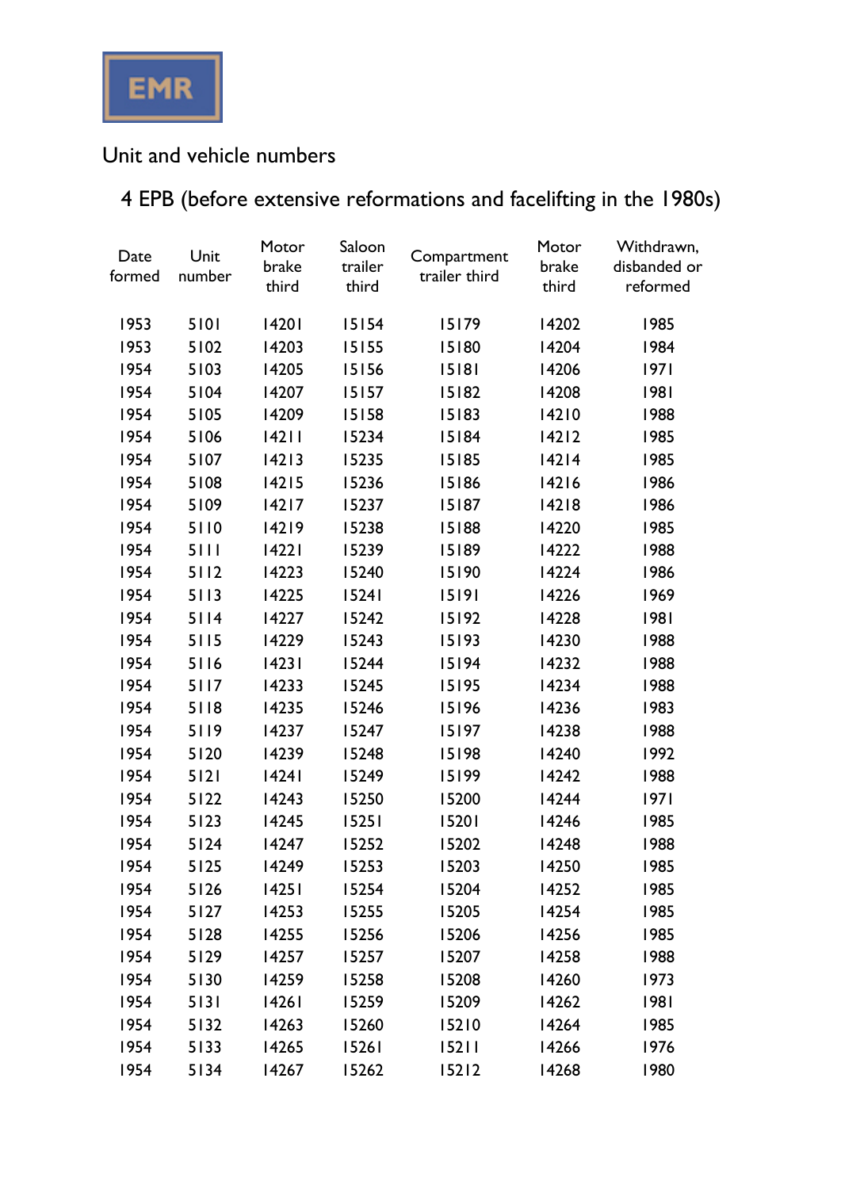EMR

## Unit and vehicle numbers

### 4 EPB (before extensive reformations and facelifting in the 1980s)

| Date formed | Unit number | Motor brake third | Saloon trailer third | Compartment trailer third | Motor brake third | Withdrawn, disbanded or reformed |
|---|---|---|---|---|---|---|
| 1953 | 5101 | 14201 | 15154 | 15179 | 14202 | 1985 |
| 1953 | 5102 | 14203 | 15155 | 15180 | 14204 | 1984 |
| 1954 | 5103 | 14205 | 15156 | 15181 | 14206 | 1971 |
| 1954 | 5104 | 14207 | 15157 | 15182 | 14208 | 1981 |
| 1954 | 5105 | 14209 | 15158 | 15183 | 14210 | 1988 |
| 1954 | 5106 | 14211 | 15234 | 15184 | 14212 | 1985 |
| 1954 | 5107 | 14213 | 15235 | 15185 | 14214 | 1985 |
| 1954 | 5108 | 14215 | 15236 | 15186 | 14216 | 1986 |
| 1954 | 5109 | 14217 | 15237 | 15187 | 14218 | 1986 |
| 1954 | 5110 | 14219 | 15238 | 15188 | 14220 | 1985 |
| 1954 | 5111 | 14221 | 15239 | 15189 | 14222 | 1988 |
| 1954 | 5112 | 14223 | 15240 | 15190 | 14224 | 1986 |
| 1954 | 5113 | 14225 | 15241 | 15191 | 14226 | 1969 |
| 1954 | 5114 | 14227 | 15242 | 15192 | 14228 | 1981 |
| 1954 | 5115 | 14229 | 15243 | 15193 | 14230 | 1988 |
| 1954 | 5116 | 14231 | 15244 | 15194 | 14232 | 1988 |
| 1954 | 5117 | 14233 | 15245 | 15195 | 14234 | 1988 |
| 1954 | 5118 | 14235 | 15246 | 15196 | 14236 | 1983 |
| 1954 | 5119 | 14237 | 15247 | 15197 | 14238 | 1988 |
| 1954 | 5120 | 14239 | 15248 | 15198 | 14240 | 1992 |
| 1954 | 5121 | 14241 | 15249 | 15199 | 14242 | 1988 |
| 1954 | 5122 | 14243 | 15250 | 15200 | 14244 | 1971 |
| 1954 | 5123 | 14245 | 15251 | 15201 | 14246 | 1985 |
| 1954 | 5124 | 14247 | 15252 | 15202 | 14248 | 1988 |
| 1954 | 5125 | 14249 | 15253 | 15203 | 14250 | 1985 |
| 1954 | 5126 | 14251 | 15254 | 15204 | 14252 | 1985 |
| 1954 | 5127 | 14253 | 15255 | 15205 | 14254 | 1985 |
| 1954 | 5128 | 14255 | 15256 | 15206 | 14256 | 1985 |
| 1954 | 5129 | 14257 | 15257 | 15207 | 14258 | 1988 |
| 1954 | 5130 | 14259 | 15258 | 15208 | 14260 | 1973 |
| 1954 | 5131 | 14261 | 15259 | 15209 | 14262 | 1981 |
| 1954 | 5132 | 14263 | 15260 | 15210 | 14264 | 1985 |
| 1954 | 5133 | 14265 | 15261 | 15211 | 14266 | 1976 |
| 1954 | 5134 | 14267 | 15262 | 15212 | 14268 | 1980 |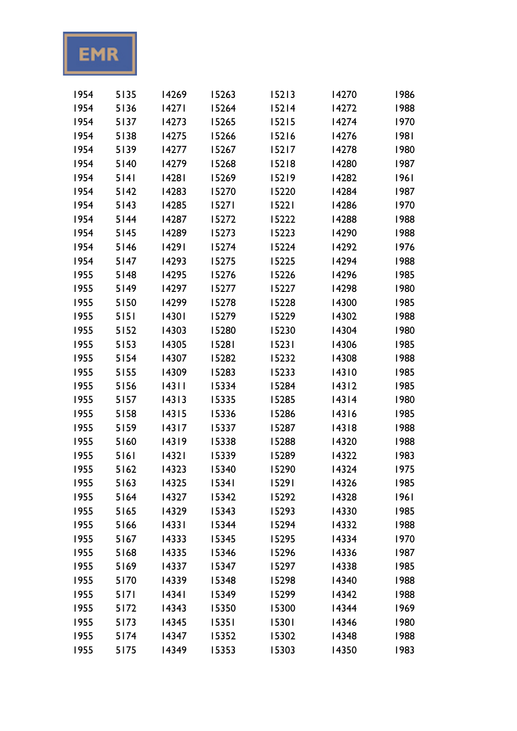EMR

| | | | | | | |
|---|---|---|---|---|---|---|
| 1954 | 5135 | 14269 | 15263 | 15213 | 14270 | 1986 |
| 1954 | 5136 | 14271 | 15264 | 15214 | 14272 | 1988 |
| 1954 | 5137 | 14273 | 15265 | 15215 | 14274 | 1970 |
| 1954 | 5138 | 14275 | 15266 | 15216 | 14276 | 1981 |
| 1954 | 5139 | 14277 | 15267 | 15217 | 14278 | 1980 |
| 1954 | 5140 | 14279 | 15268 | 15218 | 14280 | 1987 |
| 1954 | 5141 | 14281 | 15269 | 15219 | 14282 | 1961 |
| 1954 | 5142 | 14283 | 15270 | 15220 | 14284 | 1987 |
| 1954 | 5143 | 14285 | 15271 | 15221 | 14286 | 1970 |
| 1954 | 5144 | 14287 | 15272 | 15222 | 14288 | 1988 |
| 1954 | 5145 | 14289 | 15273 | 15223 | 14290 | 1988 |
| 1954 | 5146 | 14291 | 15274 | 15224 | 14292 | 1976 |
| 1954 | 5147 | 14293 | 15275 | 15225 | 14294 | 1988 |
| 1955 | 5148 | 14295 | 15276 | 15226 | 14296 | 1985 |
| 1955 | 5149 | 14297 | 15277 | 15227 | 14298 | 1980 |
| 1955 | 5150 | 14299 | 15278 | 15228 | 14300 | 1985 |
| 1955 | 5151 | 14301 | 15279 | 15229 | 14302 | 1988 |
| 1955 | 5152 | 14303 | 15280 | 15230 | 14304 | 1980 |
| 1955 | 5153 | 14305 | 15281 | 15231 | 14306 | 1985 |
| 1955 | 5154 | 14307 | 15282 | 15232 | 14308 | 1988 |
| 1955 | 5155 | 14309 | 15283 | 15233 | 14310 | 1985 |
| 1955 | 5156 | 14311 | 15334 | 15284 | 14312 | 1985 |
| 1955 | 5157 | 14313 | 15335 | 15285 | 14314 | 1980 |
| 1955 | 5158 | 14315 | 15336 | 15286 | 14316 | 1985 |
| 1955 | 5159 | 14317 | 15337 | 15287 | 14318 | 1988 |
| 1955 | 5160 | 14319 | 15338 | 15288 | 14320 | 1988 |
| 1955 | 5161 | 14321 | 15339 | 15289 | 14322 | 1983 |
| 1955 | 5162 | 14323 | 15340 | 15290 | 14324 | 1975 |
| 1955 | 5163 | 14325 | 15341 | 15291 | 14326 | 1985 |
| 1955 | 5164 | 14327 | 15342 | 15292 | 14328 | 1961 |
| 1955 | 5165 | 14329 | 15343 | 15293 | 14330 | 1985 |
| 1955 | 5166 | 14331 | 15344 | 15294 | 14332 | 1988 |
| 1955 | 5167 | 14333 | 15345 | 15295 | 14334 | 1970 |
| 1955 | 5168 | 14335 | 15346 | 15296 | 14336 | 1987 |
| 1955 | 5169 | 14337 | 15347 | 15297 | 14338 | 1985 |
| 1955 | 5170 | 14339 | 15348 | 15298 | 14340 | 1988 |
| 1955 | 5171 | 14341 | 15349 | 15299 | 14342 | 1988 |
| 1955 | 5172 | 14343 | 15350 | 15300 | 14344 | 1969 |
| 1955 | 5173 | 14345 | 15351 | 15301 | 14346 | 1980 |
| 1955 | 5174 | 14347 | 15352 | 15302 | 14348 | 1988 |
| 1955 | 5175 | 14349 | 15353 | 15303 | 14350 | 1983 |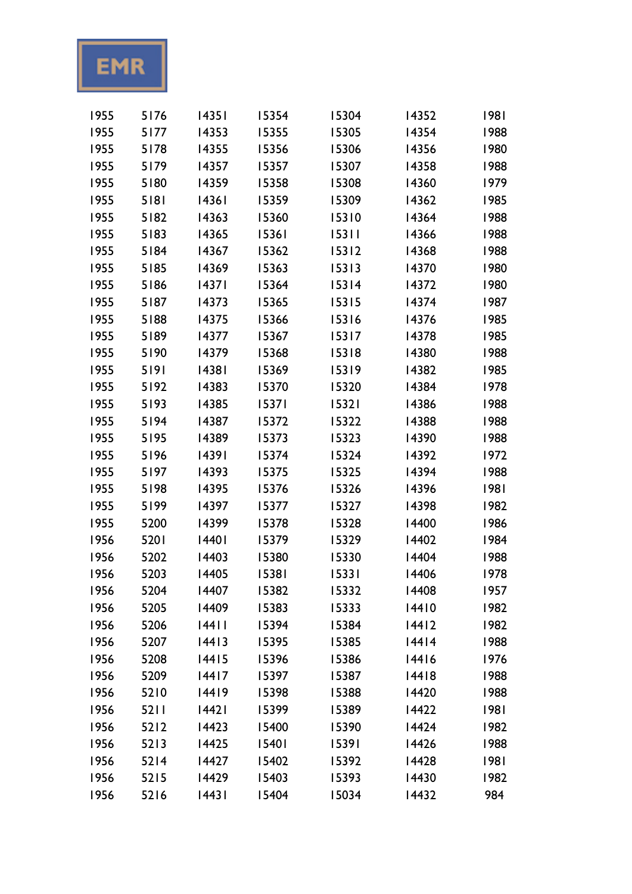EMR

| | | | | | | |
|---|---|---|---|---|---|---|
| 1955 | 5176 | 14351 | 15354 | 15304 | 14352 | 1981 |
| 1955 | 5177 | 14353 | 15355 | 15305 | 14354 | 1988 |
| 1955 | 5178 | 14355 | 15356 | 15306 | 14356 | 1980 |
| 1955 | 5179 | 14357 | 15357 | 15307 | 14358 | 1988 |
| 1955 | 5180 | 14359 | 15358 | 15308 | 14360 | 1979 |
| 1955 | 5181 | 14361 | 15359 | 15309 | 14362 | 1985 |
| 1955 | 5182 | 14363 | 15360 | 15310 | 14364 | 1988 |
| 1955 | 5183 | 14365 | 15361 | 15311 | 14366 | 1988 |
| 1955 | 5184 | 14367 | 15362 | 15312 | 14368 | 1988 |
| 1955 | 5185 | 14369 | 15363 | 15313 | 14370 | 1980 |
| 1955 | 5186 | 14371 | 15364 | 15314 | 14372 | 1980 |
| 1955 | 5187 | 14373 | 15365 | 15315 | 14374 | 1987 |
| 1955 | 5188 | 14375 | 15366 | 15316 | 14376 | 1985 |
| 1955 | 5189 | 14377 | 15367 | 15317 | 14378 | 1985 |
| 1955 | 5190 | 14379 | 15368 | 15318 | 14380 | 1988 |
| 1955 | 5191 | 14381 | 15369 | 15319 | 14382 | 1985 |
| 1955 | 5192 | 14383 | 15370 | 15320 | 14384 | 1978 |
| 1955 | 5193 | 14385 | 15371 | 15321 | 14386 | 1988 |
| 1955 | 5194 | 14387 | 15372 | 15322 | 14388 | 1988 |
| 1955 | 5195 | 14389 | 15373 | 15323 | 14390 | 1988 |
| 1955 | 5196 | 14391 | 15374 | 15324 | 14392 | 1972 |
| 1955 | 5197 | 14393 | 15375 | 15325 | 14394 | 1988 |
| 1955 | 5198 | 14395 | 15376 | 15326 | 14396 | 1981 |
| 1955 | 5199 | 14397 | 15377 | 15327 | 14398 | 1982 |
| 1955 | 5200 | 14399 | 15378 | 15328 | 14400 | 1986 |
| 1956 | 5201 | 14401 | 15379 | 15329 | 14402 | 1984 |
| 1956 | 5202 | 14403 | 15380 | 15330 | 14404 | 1988 |
| 1956 | 5203 | 14405 | 15381 | 15331 | 14406 | 1978 |
| 1956 | 5204 | 14407 | 15382 | 15332 | 14408 | 1957 |
| 1956 | 5205 | 14409 | 15383 | 15333 | 14410 | 1982 |
| 1956 | 5206 | 14411 | 15394 | 15384 | 14412 | 1982 |
| 1956 | 5207 | 14413 | 15395 | 15385 | 14414 | 1988 |
| 1956 | 5208 | 14415 | 15396 | 15386 | 14416 | 1976 |
| 1956 | 5209 | 14417 | 15397 | 15387 | 14418 | 1988 |
| 1956 | 5210 | 14419 | 15398 | 15388 | 14420 | 1988 |
| 1956 | 5211 | 14421 | 15399 | 15389 | 14422 | 1981 |
| 1956 | 5212 | 14423 | 15400 | 15390 | 14424 | 1982 |
| 1956 | 5213 | 14425 | 15401 | 15391 | 14426 | 1988 |
| 1956 | 5214 | 14427 | 15402 | 15392 | 14428 | 1981 |
| 1956 | 5215 | 14429 | 15403 | 15393 | 14430 | 1982 |
| 1956 | 5216 | 14431 | 15404 | 15034 | 14432 | 984 |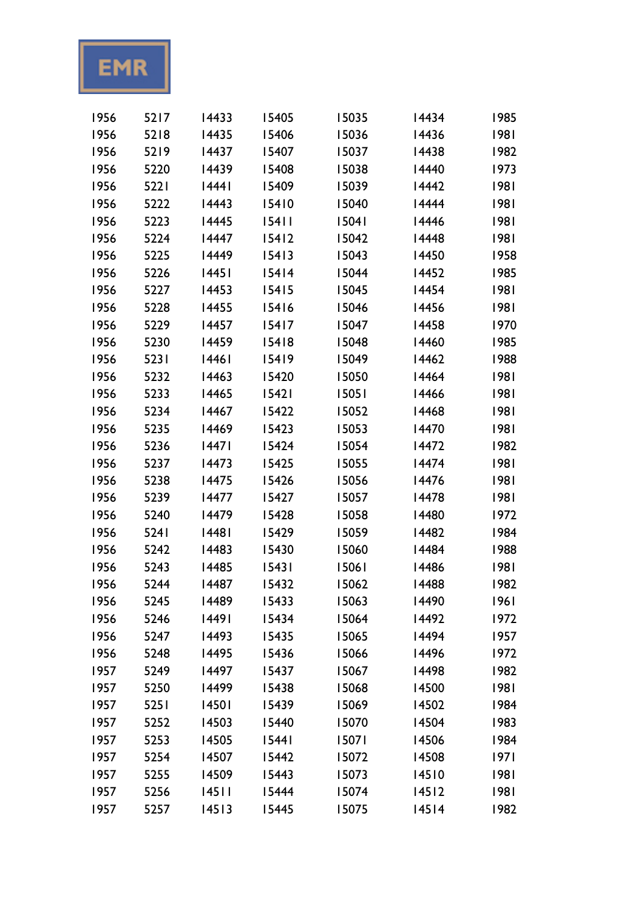**EMR**

| | | | | | | |
|---|---|---|---|---|---|---|
| 1956 | 5217 | 14433 | 15405 | 15035 | 14434 | 1985 |
| 1956 | 5218 | 14435 | 15406 | 15036 | 14436 | 1981 |
| 1956 | 5219 | 14437 | 15407 | 15037 | 14438 | 1982 |
| 1956 | 5220 | 14439 | 15408 | 15038 | 14440 | 1973 |
| 1956 | 5221 | 14441 | 15409 | 15039 | 14442 | 1981 |
| 1956 | 5222 | 14443 | 15410 | 15040 | 14444 | 1981 |
| 1956 | 5223 | 14445 | 15411 | 15041 | 14446 | 1981 |
| 1956 | 5224 | 14447 | 15412 | 15042 | 14448 | 1981 |
| 1956 | 5225 | 14449 | 15413 | 15043 | 14450 | 1958 |
| 1956 | 5226 | 14451 | 15414 | 15044 | 14452 | 1985 |
| 1956 | 5227 | 14453 | 15415 | 15045 | 14454 | 1981 |
| 1956 | 5228 | 14455 | 15416 | 15046 | 14456 | 1981 |
| 1956 | 5229 | 14457 | 15417 | 15047 | 14458 | 1970 |
| 1956 | 5230 | 14459 | 15418 | 15048 | 14460 | 1985 |
| 1956 | 5231 | 14461 | 15419 | 15049 | 14462 | 1988 |
| 1956 | 5232 | 14463 | 15420 | 15050 | 14464 | 1981 |
| 1956 | 5233 | 14465 | 15421 | 15051 | 14466 | 1981 |
| 1956 | 5234 | 14467 | 15422 | 15052 | 14468 | 1981 |
| 1956 | 5235 | 14469 | 15423 | 15053 | 14470 | 1981 |
| 1956 | 5236 | 14471 | 15424 | 15054 | 14472 | 1982 |
| 1956 | 5237 | 14473 | 15425 | 15055 | 14474 | 1981 |
| 1956 | 5238 | 14475 | 15426 | 15056 | 14476 | 1981 |
| 1956 | 5239 | 14477 | 15427 | 15057 | 14478 | 1981 |
| 1956 | 5240 | 14479 | 15428 | 15058 | 14480 | 1972 |
| 1956 | 5241 | 14481 | 15429 | 15059 | 14482 | 1984 |
| 1956 | 5242 | 14483 | 15430 | 15060 | 14484 | 1988 |
| 1956 | 5243 | 14485 | 15431 | 15061 | 14486 | 1981 |
| 1956 | 5244 | 14487 | 15432 | 15062 | 14488 | 1982 |
| 1956 | 5245 | 14489 | 15433 | 15063 | 14490 | 1961 |
| 1956 | 5246 | 14491 | 15434 | 15064 | 14492 | 1972 |
| 1956 | 5247 | 14493 | 15435 | 15065 | 14494 | 1957 |
| 1956 | 5248 | 14495 | 15436 | 15066 | 14496 | 1972 |
| 1957 | 5249 | 14497 | 15437 | 15067 | 14498 | 1982 |
| 1957 | 5250 | 14499 | 15438 | 15068 | 14500 | 1981 |
| 1957 | 5251 | 14501 | 15439 | 15069 | 14502 | 1984 |
| 1957 | 5252 | 14503 | 15440 | 15070 | 14504 | 1983 |
| 1957 | 5253 | 14505 | 15441 | 15071 | 14506 | 1984 |
| 1957 | 5254 | 14507 | 15442 | 15072 | 14508 | 1971 |
| 1957 | 5255 | 14509 | 15443 | 15073 | 14510 | 1981 |
| 1957 | 5256 | 14511 | 15444 | 15074 | 14512 | 1981 |
| 1957 | 5257 | 14513 | 15445 | 15075 | 14514 | 1982 |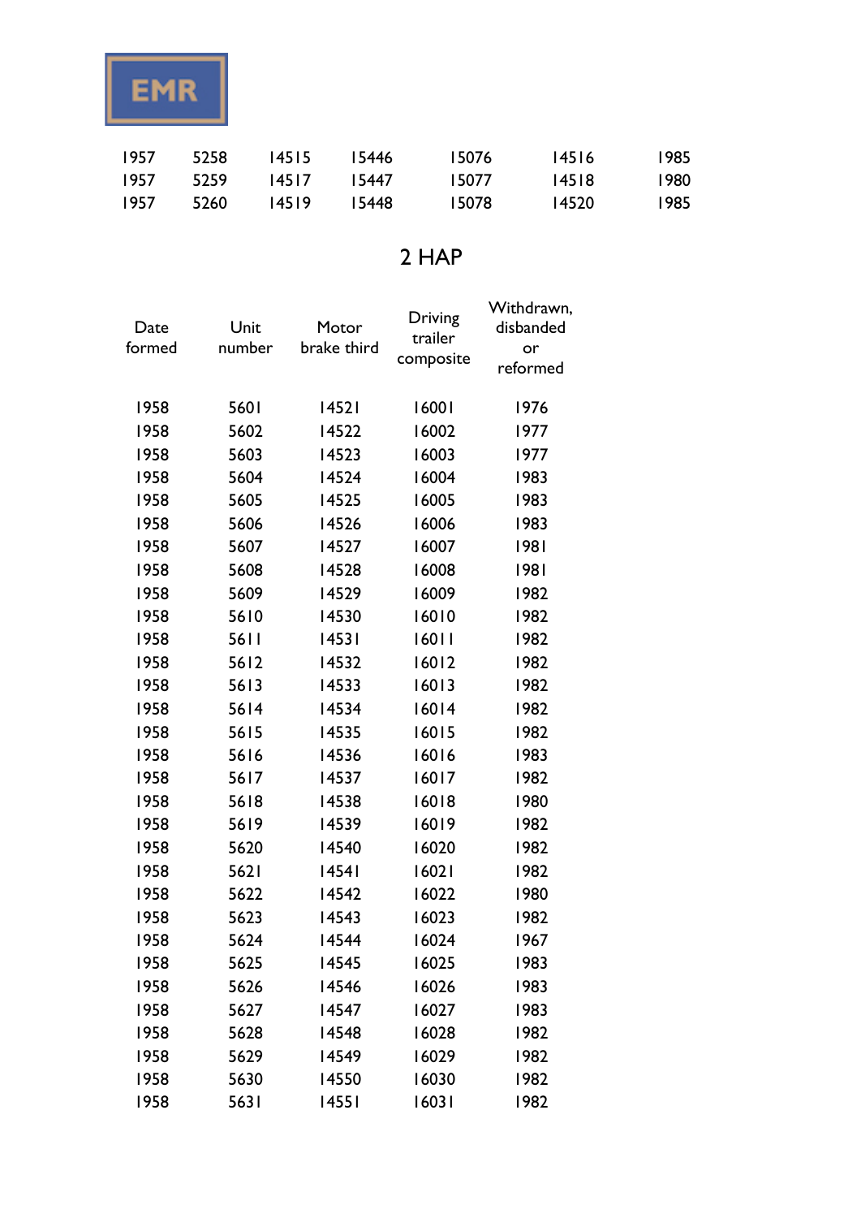EMR

| | | | | | | |
|---|---|---|---|---|---|---|
| 1957 | 5258 | 14515 | 15446 | 15076 | 14516 | 1985 |
| 1957 | 5259 | 14517 | 15447 | 15077 | 14518 | 1980 |
| 1957 | 5260 | 14519 | 15448 | 15078 | 14520 | 1985 |

## 2 HAP

| Date formed | Unit number | Motor brake third | Driving trailer composite | Withdrawn, disbanded or reformed |
|---|---|---|---|---|
| 1958 | 5601 | 14521 | 16001 | 1976 |
| 1958 | 5602 | 14522 | 16002 | 1977 |
| 1958 | 5603 | 14523 | 16003 | 1977 |
| 1958 | 5604 | 14524 | 16004 | 1983 |
| 1958 | 5605 | 14525 | 16005 | 1983 |
| 1958 | 5606 | 14526 | 16006 | 1983 |
| 1958 | 5607 | 14527 | 16007 | 1981 |
| 1958 | 5608 | 14528 | 16008 | 1981 |
| 1958 | 5609 | 14529 | 16009 | 1982 |
| 1958 | 5610 | 14530 | 16010 | 1982 |
| 1958 | 5611 | 14531 | 16011 | 1982 |
| 1958 | 5612 | 14532 | 16012 | 1982 |
| 1958 | 5613 | 14533 | 16013 | 1982 |
| 1958 | 5614 | 14534 | 16014 | 1982 |
| 1958 | 5615 | 14535 | 16015 | 1982 |
| 1958 | 5616 | 14536 | 16016 | 1983 |
| 1958 | 5617 | 14537 | 16017 | 1982 |
| 1958 | 5618 | 14538 | 16018 | 1980 |
| 1958 | 5619 | 14539 | 16019 | 1982 |
| 1958 | 5620 | 14540 | 16020 | 1982 |
| 1958 | 5621 | 14541 | 16021 | 1982 |
| 1958 | 5622 | 14542 | 16022 | 1980 |
| 1958 | 5623 | 14543 | 16023 | 1982 |
| 1958 | 5624 | 14544 | 16024 | 1967 |
| 1958 | 5625 | 14545 | 16025 | 1983 |
| 1958 | 5626 | 14546 | 16026 | 1983 |
| 1958 | 5627 | 14547 | 16027 | 1983 |
| 1958 | 5628 | 14548 | 16028 | 1982 |
| 1958 | 5629 | 14549 | 16029 | 1982 |
| 1958 | 5630 | 14550 | 16030 | 1982 |
| 1958 | 5631 | 14551 | 16031 | 1982 |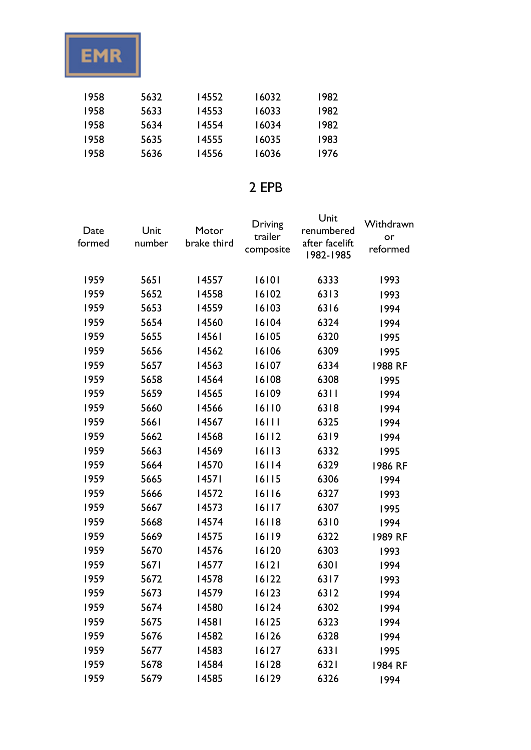| | | | | |
|---|---|---|---|---|
| 1958 | 5632 | 14552 | 16032 | 1982 |
| 1958 | 5633 | 14553 | 16033 | 1982 |
| 1958 | 5634 | 14554 | 16034 | 1982 |
| 1958 | 5635 | 14555 | 16035 | 1983 |
| 1958 | 5636 | 14556 | 16036 | 1976 |

## 2 EPB

| Date formed | Unit number | Motor brake third | Driving trailer composite | Unit renumbered after facelift 1982-1985 | Withdrawn or reformed |
|---|---|---|---|---|---|
| 1959 | 5651 | 14557 | 16101 | 6333 | 1993 |
| 1959 | 5652 | 14558 | 16102 | 6313 | 1993 |
| 1959 | 5653 | 14559 | 16103 | 6316 | 1994 |
| 1959 | 5654 | 14560 | 16104 | 6324 | 1994 |
| 1959 | 5655 | 14561 | 16105 | 6320 | 1995 |
| 1959 | 5656 | 14562 | 16106 | 6309 | 1995 |
| 1959 | 5657 | 14563 | 16107 | 6334 | 1988 RF |
| 1959 | 5658 | 14564 | 16108 | 6308 | 1995 |
| 1959 | 5659 | 14565 | 16109 | 6311 | 1994 |
| 1959 | 5660 | 14566 | 16110 | 6318 | 1994 |
| 1959 | 5661 | 14567 | 16111 | 6325 | 1994 |
| 1959 | 5662 | 14568 | 16112 | 6319 | 1994 |
| 1959 | 5663 | 14569 | 16113 | 6332 | 1995 |
| 1959 | 5664 | 14570 | 16114 | 6329 | 1986 RF |
| 1959 | 5665 | 14571 | 16115 | 6306 | 1994 |
| 1959 | 5666 | 14572 | 16116 | 6327 | 1993 |
| 1959 | 5667 | 14573 | 16117 | 6307 | 1995 |
| 1959 | 5668 | 14574 | 16118 | 6310 | 1994 |
| 1959 | 5669 | 14575 | 16119 | 6322 | 1989 RF |
| 1959 | 5670 | 14576 | 16120 | 6303 | 1993 |
| 1959 | 5671 | 14577 | 16121 | 6301 | 1994 |
| 1959 | 5672 | 14578 | 16122 | 6317 | 1993 |
| 1959 | 5673 | 14579 | 16123 | 6312 | 1994 |
| 1959 | 5674 | 14580 | 16124 | 6302 | 1994 |
| 1959 | 5675 | 14581 | 16125 | 6323 | 1994 |
| 1959 | 5676 | 14582 | 16126 | 6328 | 1994 |
| 1959 | 5677 | 14583 | 16127 | 6331 | 1995 |
| 1959 | 5678 | 14584 | 16128 | 6321 | 1984 RF |
| 1959 | 5679 | 14585 | 16129 | 6326 | 1994 |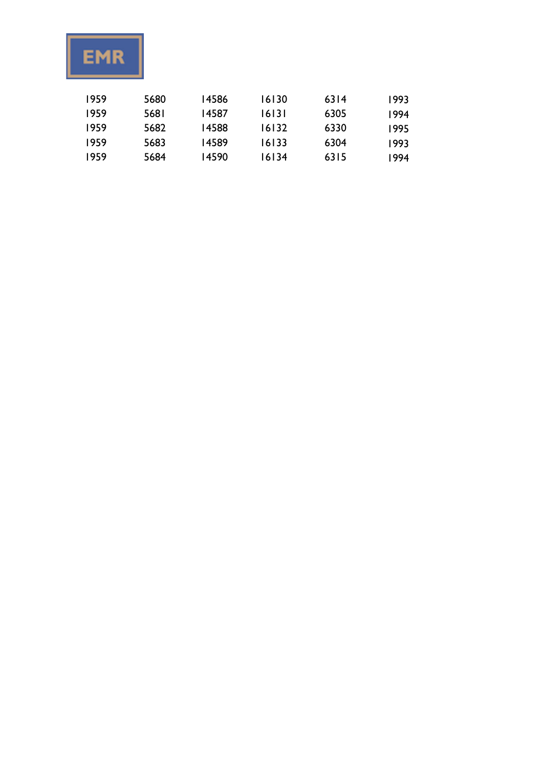EMR

| | | | | | |
|---|---|---|---|---|---|
| 1959 | 5680 | 14586 | 16130 | 6314 | 1993 |
| 1959 | 5681 | 14587 | 16131 | 6305 | 1994 |
| 1959 | 5682 | 14588 | 16132 | 6330 | 1995 |
| 1959 | 5683 | 14589 | 16133 | 6304 | 1993 |
| 1959 | 5684 | 14590 | 16134 | 6315 | 1994 |